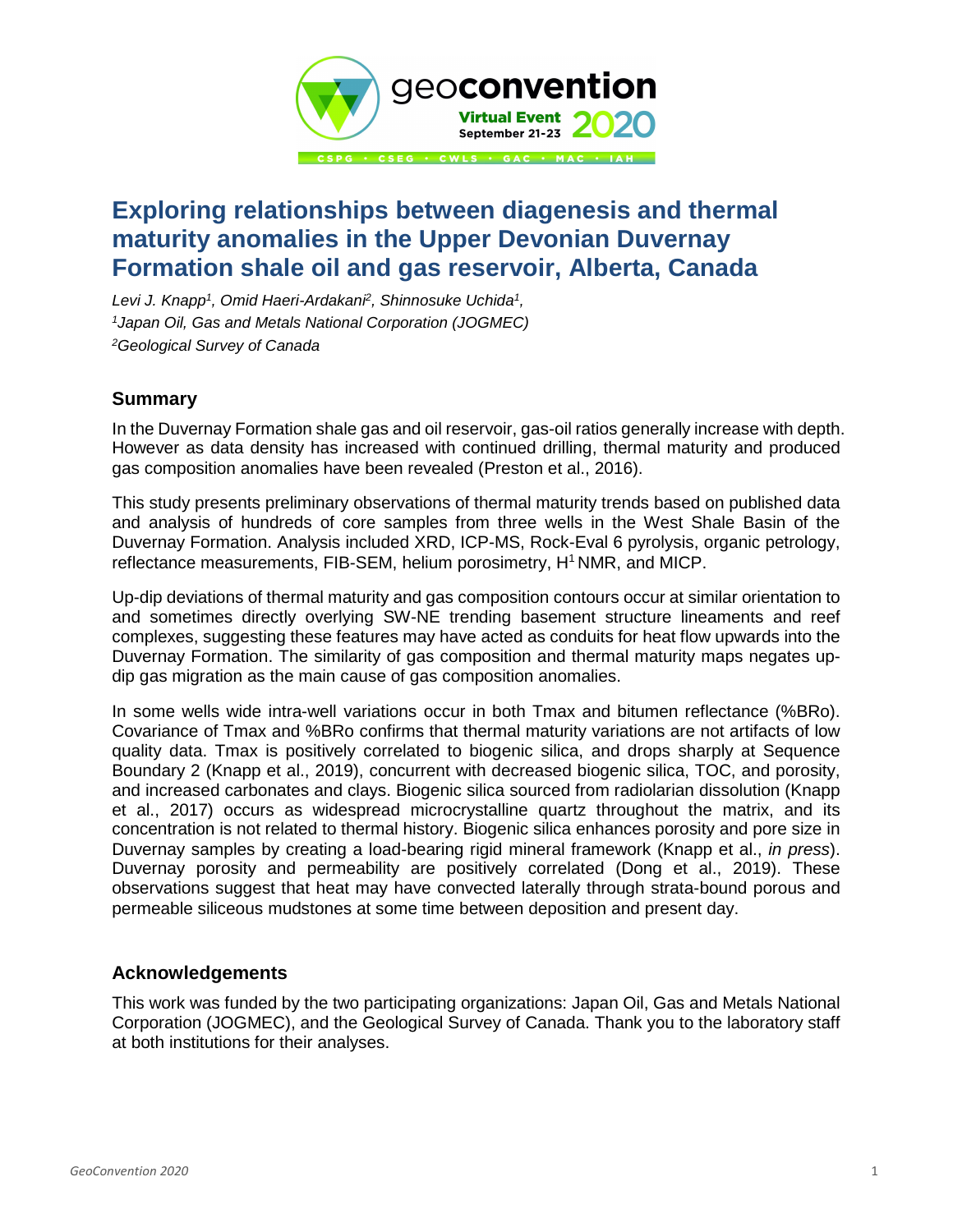# Exploring relationships between diagenesis and thermal maturity anomalies in the Upper Devonian Duvernay Formation shale oil and gas reservoir, Alberta, Canada

*Levi J. Knapp[1], Omid Haeri-Ardakani[2], Shinnosuke Uchida[1],*
*[1]Japan Oil, Gas and Metals National Corporation (JOGMEC)*
*[2]Geological Survey of Canada*

## Summary

In the Duvernay Formation shale gas and oil reservoir, gas-oil ratios generally increase with depth. However as data density has increased with continued drilling, thermal maturity and produced gas composition anomalies have been revealed (Preston et al., 2016).

This study presents preliminary observations of thermal maturity trends based on published data and analysis of hundreds of core samples from three wells in the West Shale Basin of the Duvernay Formation. Analysis included XRD, ICP-MS, Rock-Eval 6 pyrolysis, organic petrology, reflectance measurements, FIB-SEM, helium porosimetry, $H^1$ NMR, and MICP.

Up-dip deviations of thermal maturity and gas composition contours occur at similar orientation to and sometimes directly overlying SW-NE trending basement structure lineaments and reef complexes, suggesting these features may have acted as conduits for heat flow upwards into the Duvernay Formation. The similarity of gas composition and thermal maturity maps negates up-dip gas migration as the main cause of gas composition anomalies.

In some wells wide intra-well variations occur in both Tmax and bitumen reflectance (%BRo). Covariance of Tmax and %BRo confirms that thermal maturity variations are not artifacts of low quality data. Tmax is positively correlated to biogenic silica, and drops sharply at Sequence Boundary 2 (Knapp et al., 2019), concurrent with decreased biogenic silica, TOC, and porosity, and increased carbonates and clays. Biogenic silica sourced from radiolarian dissolution (Knapp et al., 2017) occurs as widespread microcrystalline quartz throughout the matrix, and its concentration is not related to thermal history. Biogenic silica enhances porosity and pore size in Duvernay samples by creating a load-bearing rigid mineral framework (Knapp et al., *in press*). Duvernay porosity and permeability are positively correlated (Dong et al., 2019). These observations suggest that heat may have convected laterally through strata-bound porous and permeable siliceous mudstones at some time between deposition and present day.

## Acknowledgements

This work was funded by the two participating organizations: Japan Oil, Gas and Metals National Corporation (JOGMEC), and the Geological Survey of Canada. Thank you to the laboratory staff at both institutions for their analyses.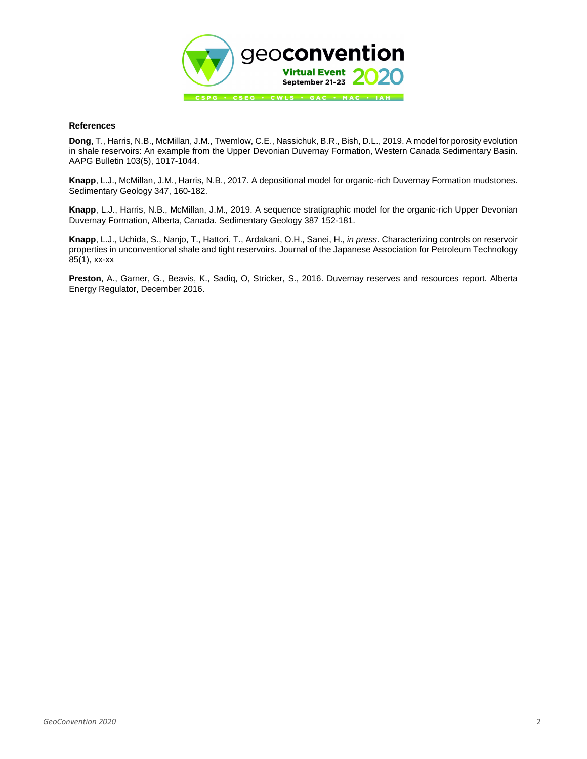**References**

**Dong**, T., Harris, N.B., McMillan, J.M., Twemlow, C.E., Nassichuk, B.R., Bish, D.L., 2019. A model for porosity evolution in shale reservoirs: An example from the Upper Devonian Duvernay Formation, Western Canada Sedimentary Basin. AAPG Bulletin 103(5), 1017-1044.

**Knapp**, L.J., McMillan, J.M., Harris, N.B., 2017. A depositional model for organic-rich Duvernay Formation mudstones. Sedimentary Geology 347, 160-182.

**Knapp**, L.J., Harris, N.B., McMillan, J.M., 2019. A sequence stratigraphic model for the organic-rich Upper Devonian Duvernay Formation, Alberta, Canada. Sedimentary Geology 387 152-181.

**Knapp**, L.J., Uchida, S., Nanjo, T., Hattori, T., Ardakani, O.H., Sanei, H., *in press*. Characterizing controls on reservoir properties in unconventional shale and tight reservoirs. Journal of the Japanese Association for Petroleum Technology 85(1), xx-xx

**Preston**, A., Garner, G., Beavis, K., Sadiq, O, Stricker, S., 2016. Duvernay reserves and resources report. Alberta Energy Regulator, December 2016.